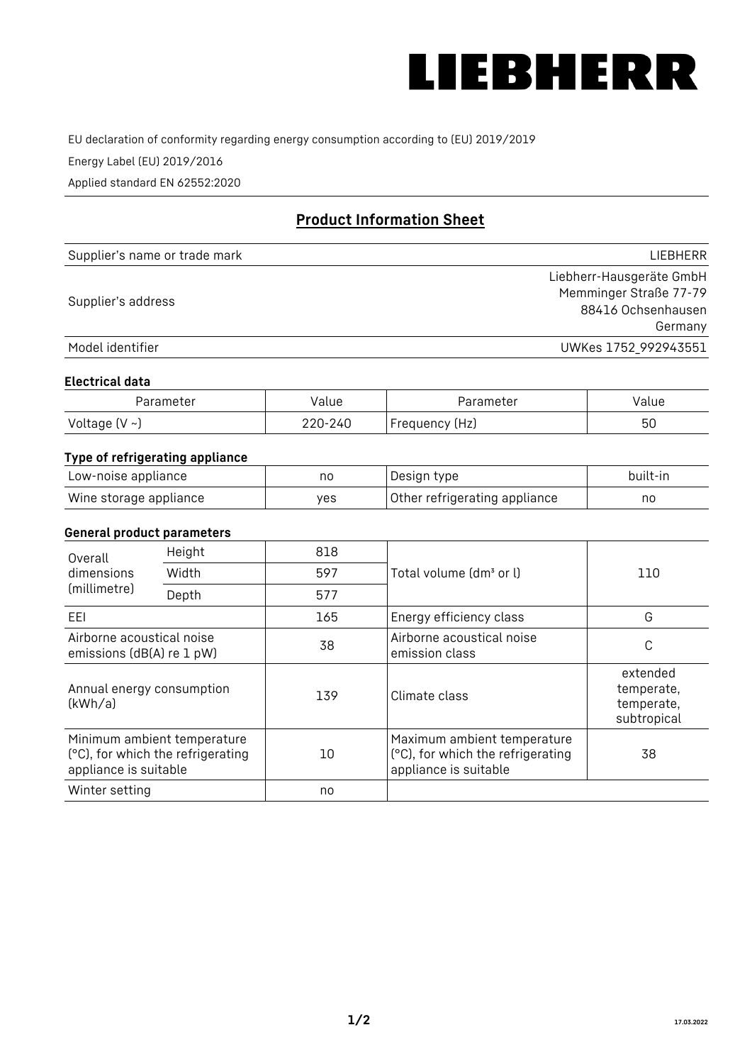LIEBHERR

EU declaration of conformity regarding energy consumption according to (EU) 2019/2019

Energy Label (EU) 2019/2016

Applied standard EN 62552:2020

## Product Information Sheet

| | |
|---|---|
| Supplier's name or trade mark | LIEBHERR |
| Supplier's address | Liebherr-Hausgeräte GmbH<br>Memminger Straße 77-79<br>88416 Ochsenhausen<br>Germany |
| Model identifier | UWKes 1752_992943551 |

### Electrical data

| Parameter | Value | Parameter | Value |
|---|---|---|---|
| Voltage (V ~) | 220-240 | Frequency (Hz) | 50 |

### Type of refrigerating appliance

| | | | |
|---|---|---|---|
| Low-noise appliance | no | Design type | built-in |
| Wine storage appliance | yes | Other refrigerating appliance | no |

### General product parameters

| | | | | |
|---|---|---|---|---|
| Overall dimensions (millimetre) | Height | 818 | Total volume (dm³ or l) | 110 |
| | Width | 597 | | |
| | Depth | 577 | | |
| EEI | | 165 | Energy efficiency class | G |
| Airborne acoustical noise emissions (dB(A) re 1 pW) | | 38 | Airborne acoustical noise emission class | C |
| Annual energy consumption (kWh/a) | | 139 | Climate class | extended temperate, temperate, subtropical |
| Minimum ambient temperature (°C), for which the refrigerating appliance is suitable | | 10 | Maximum ambient temperature (°C), for which the refrigerating appliance is suitable | 38 |
| Winter setting | | no | | |

17.03.2022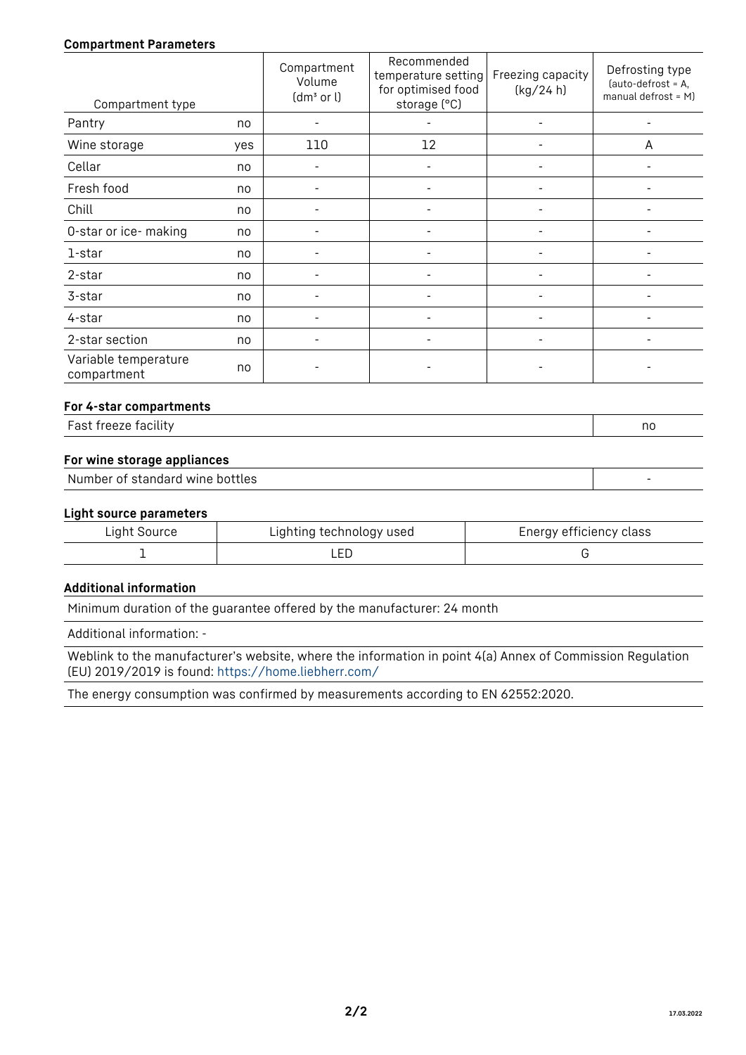**Compartment Parameters**

| Compartment type | | Compartment Volume (dm³ or l) | Recommended temperature setting for optimised food storage (°C) | Freezing capacity (kg/24 h) | Defrosting type (auto-defrost = A, manual defrost = M) |
|---|---|---|---|---|---|
| Pantry | no | - | - | - | - |
| Wine storage | yes | 110 | 12 | - | A |
| Cellar | no | - | - | - | - |
| Fresh food | no | - | - | - | - |
| Chill | no | - | - | - | - |
| 0-star or ice- making | no | - | - | - | - |
| 1-star | no | - | - | - | - |
| 2-star | no | - | - | - | - |
| 3-star | no | - | - | - | - |
| 4-star | no | - | - | - | - |
| 2-star section | no | - | - | - | - |
| Variable temperature compartment | no | - | - | - | - |

**For 4-star compartments**

| | |
|---|---|
| Fast freeze facility | no |

**For wine storage appliances**

| | |
|---|---|
| Number of standard wine bottles | - |

**Light source parameters**

| Light Source | Lighting technology used | Energy efficiency class |
|---|---|---|
| 1 | LED | G |

**Additional information**

Minimum duration of the guarantee offered by the manufacturer: 24 month

Additional information: -

Weblink to the manufacturer's website, where the information in point 4(a) Annex of Commission Regulation (EU) 2019/2019 is found: https://home.liebherr.com/

The energy consumption was confirmed by measurements according to EN 62552:2020.

17.03.2022